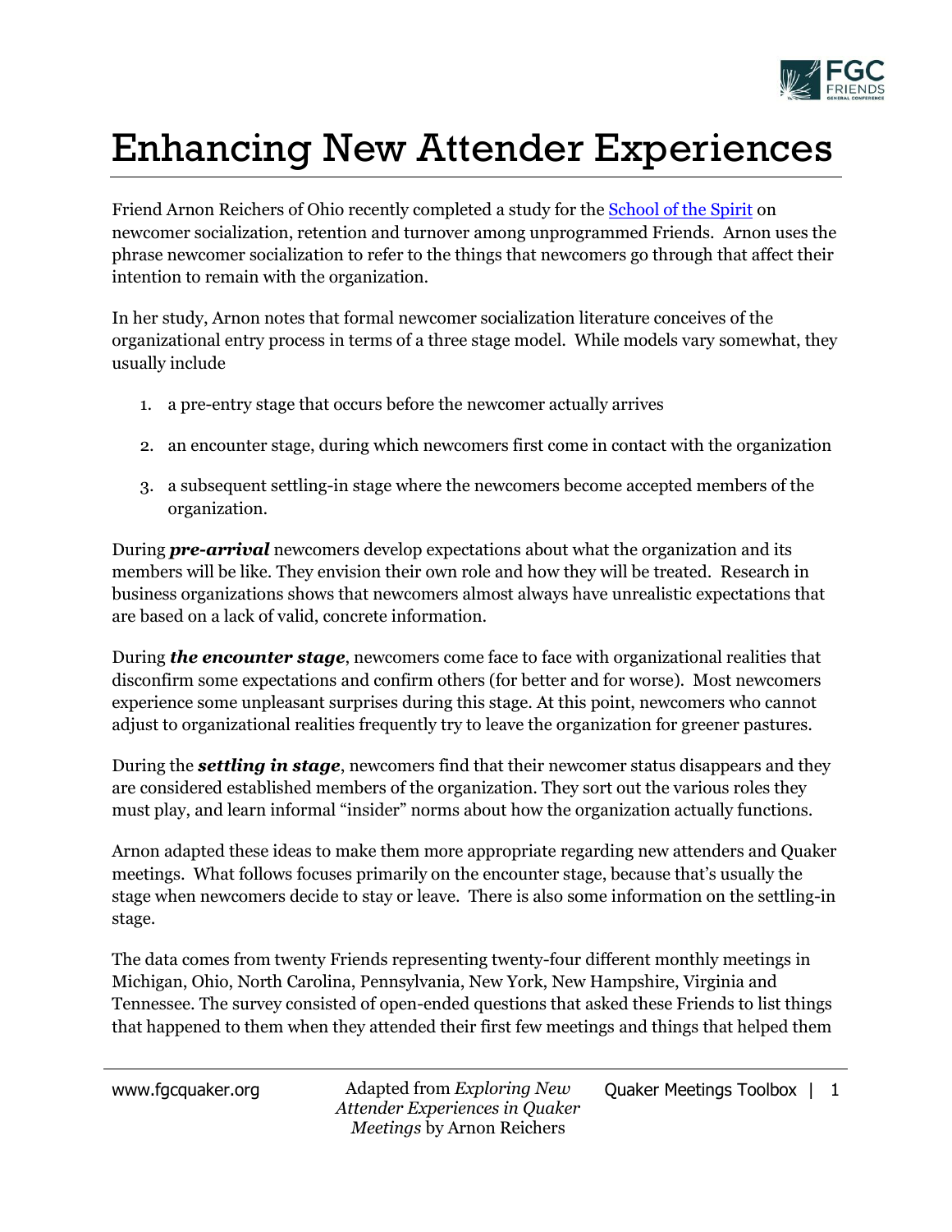# Enhancing New Attender Experiences

Friend Arnon Reichers of Ohio recently completed a study for the [School of the Spirit] on newcomer socialization, retention and turnover among unprogrammed Friends. Arnon uses the phrase newcomer socialization to refer to the things that newcomers go through that affect their intention to remain with the organization.

In her study, Arnon notes that formal newcomer socialization literature conceives of the organizational entry process in terms of a three stage model. While models vary somewhat, they usually include

1. a pre-entry stage that occurs before the newcomer actually arrives
2. an encounter stage, during which newcomers first come in contact with the organization
3. a subsequent settling-in stage where the newcomers become accepted members of the organization.

During ***pre-arrival*** newcomers develop expectations about what the organization and its members will be like. They envision their own role and how they will be treated. Research in business organizations shows that newcomers almost always have unrealistic expectations that are based on a lack of valid, concrete information.

During ***the encounter stage***, newcomers come face to face with organizational realities that disconfirm some expectations and confirm others (for better and for worse). Most newcomers experience some unpleasant surprises during this stage. At this point, newcomers who cannot adjust to organizational realities frequently try to leave the organization for greener pastures.

During the ***settling in stage***, newcomers find that their newcomer status disappears and they are considered established members of the organization. They sort out the various roles they must play, and learn informal "insider" norms about how the organization actually functions.

Arnon adapted these ideas to make them more appropriate regarding new attenders and Quaker meetings. What follows focuses primarily on the encounter stage, because that's usually the stage when newcomers decide to stay or leave. There is also some information on the settling-in stage.

The data comes from twenty Friends representing twenty-four different monthly meetings in Michigan, Ohio, North Carolina, Pennsylvania, New York, New Hampshire, Virginia and Tennessee. The survey consisted of open-ended questions that asked these Friends to list things that happened to them when they attended their first few meetings and things that helped them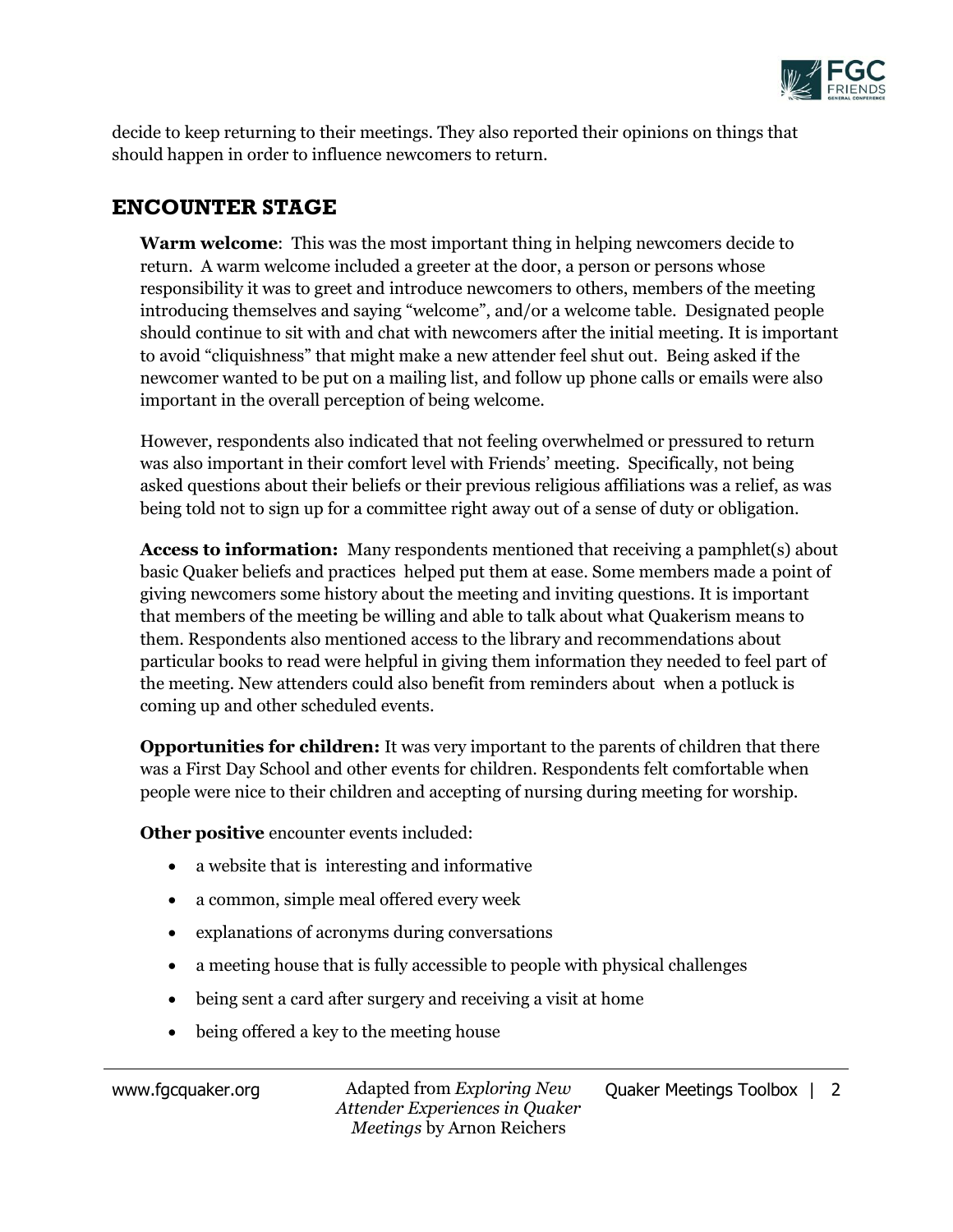decide to keep returning to their meetings. They also reported their opinions on things that should happen in order to influence newcomers to return.

## ENCOUNTER STAGE

**Warm welcome**: This was the most important thing in helping newcomers decide to return. A warm welcome included a greeter at the door, a person or persons whose responsibility it was to greet and introduce newcomers to others, members of the meeting introducing themselves and saying "welcome", and/or a welcome table. Designated people should continue to sit with and chat with newcomers after the initial meeting. It is important to avoid "cliquishness" that might make a new attender feel shut out. Being asked if the newcomer wanted to be put on a mailing list, and follow up phone calls or emails were also important in the overall perception of being welcome.

However, respondents also indicated that not feeling overwhelmed or pressured to return was also important in their comfort level with Friends' meeting. Specifically, not being asked questions about their beliefs or their previous religious affiliations was a relief, as was being told not to sign up for a committee right away out of a sense of duty or obligation.

**Access to information:** Many respondents mentioned that receiving a pamphlet(s) about basic Quaker beliefs and practices helped put them at ease. Some members made a point of giving newcomers some history about the meeting and inviting questions. It is important that members of the meeting be willing and able to talk about what Quakerism means to them. Respondents also mentioned access to the library and recommendations about particular books to read were helpful in giving them information they needed to feel part of the meeting. New attenders could also benefit from reminders about when a potluck is coming up and other scheduled events.

**Opportunities for children:** It was very important to the parents of children that there was a First Day School and other events for children. Respondents felt comfortable when people were nice to their children and accepting of nursing during meeting for worship.

**Other positive** encounter events included:

- a website that is interesting and informative
- a common, simple meal offered every week
- explanations of acronyms during conversations
- a meeting house that is fully accessible to people with physical challenges
- being sent a card after surgery and receiving a visit at home
- being offered a key to the meeting house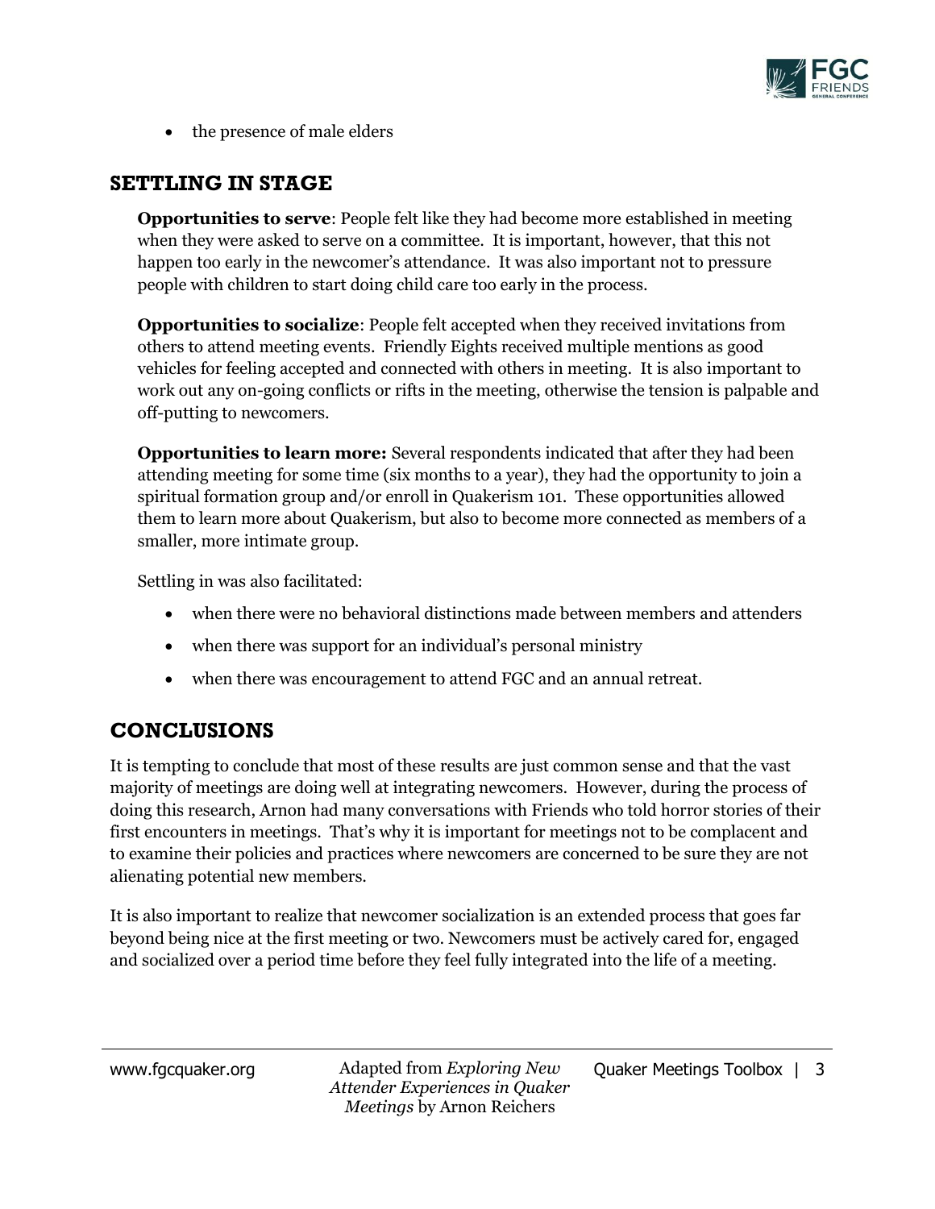- the presence of male elders

## SETTLING IN STAGE

**Opportunities to serve**: People felt like they had become more established in meeting when they were asked to serve on a committee. It is important, however, that this not happen too early in the newcomer's attendance. It was also important not to pressure people with children to start doing child care too early in the process.

**Opportunities to socialize**: People felt accepted when they received invitations from others to attend meeting events. Friendly Eights received multiple mentions as good vehicles for feeling accepted and connected with others in meeting. It is also important to work out any on-going conflicts or rifts in the meeting, otherwise the tension is palpable and off-putting to newcomers.

**Opportunities to learn more:** Several respondents indicated that after they had been attending meeting for some time (six months to a year), they had the opportunity to join a spiritual formation group and/or enroll in Quakerism 101. These opportunities allowed them to learn more about Quakerism, but also to become more connected as members of a smaller, more intimate group.

Settling in was also facilitated:

- when there were no behavioral distinctions made between members and attenders
- when there was support for an individual's personal ministry
- when there was encouragement to attend FGC and an annual retreat.

## CONCLUSIONS

It is tempting to conclude that most of these results are just common sense and that the vast majority of meetings are doing well at integrating newcomers. However, during the process of doing this research, Arnon had many conversations with Friends who told horror stories of their first encounters in meetings. That's why it is important for meetings not to be complacent and to examine their policies and practices where newcomers are concerned to be sure they are not alienating potential new members.

It is also important to realize that newcomer socialization is an extended process that goes far beyond being nice at the first meeting or two. Newcomers must be actively cared for, engaged and socialized over a period time before they feel fully integrated into the life of a meeting.